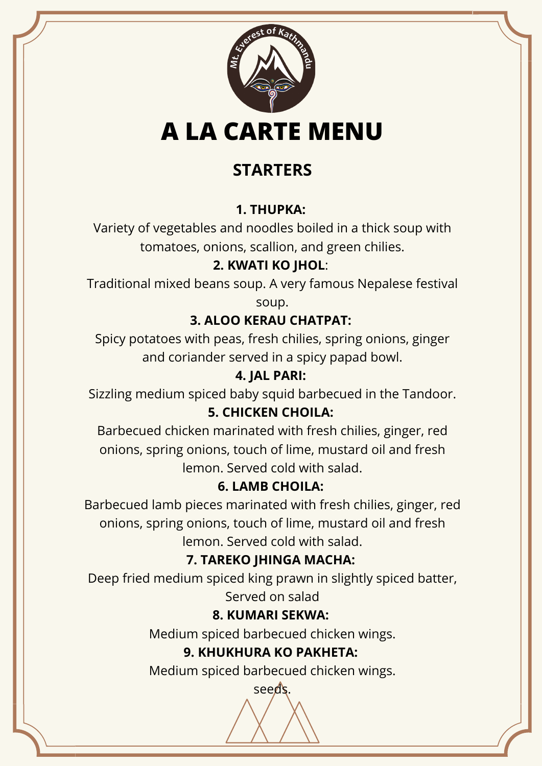# A LA CARTE MENU

## STARTERS

**1. THUPKA:**

Variety of vegetables and noodles boiled in a thick soup with tomatoes, onions, scallion, and green chilies.

**2. KWATI KO JHOL**:

Traditional mixed beans soup. A very famous Nepalese festival soup.

**3. ALOO KERAU CHATPAT:**

Spicy potatoes with peas, fresh chilies, spring onions, ginger and coriander served in a spicy papad bowl.

**4. JAL PARI:**

Sizzling medium spiced baby squid barbecued in the Tandoor.

**5. CHICKEN CHOILA:**

Barbecued chicken marinated with fresh chilies, ginger, red onions, spring onions, touch of lime, mustard oil and fresh lemon. Served cold with salad.

**6. LAMB CHOILA:**

Barbecued lamb pieces marinated with fresh chilies, ginger, red onions, spring onions, touch of lime, mustard oil and fresh lemon. Served cold with salad.

**7. TAREKO JHINGA MACHA:**

Deep fried medium spiced king prawn in slightly spiced batter, Served on salad

**8. KUMARI SEKWA:**

Medium spiced barbecued chicken wings.

**9. KHUKHURA KO PAKHETA:**

Medium spiced barbecued chicken wings.

seeds.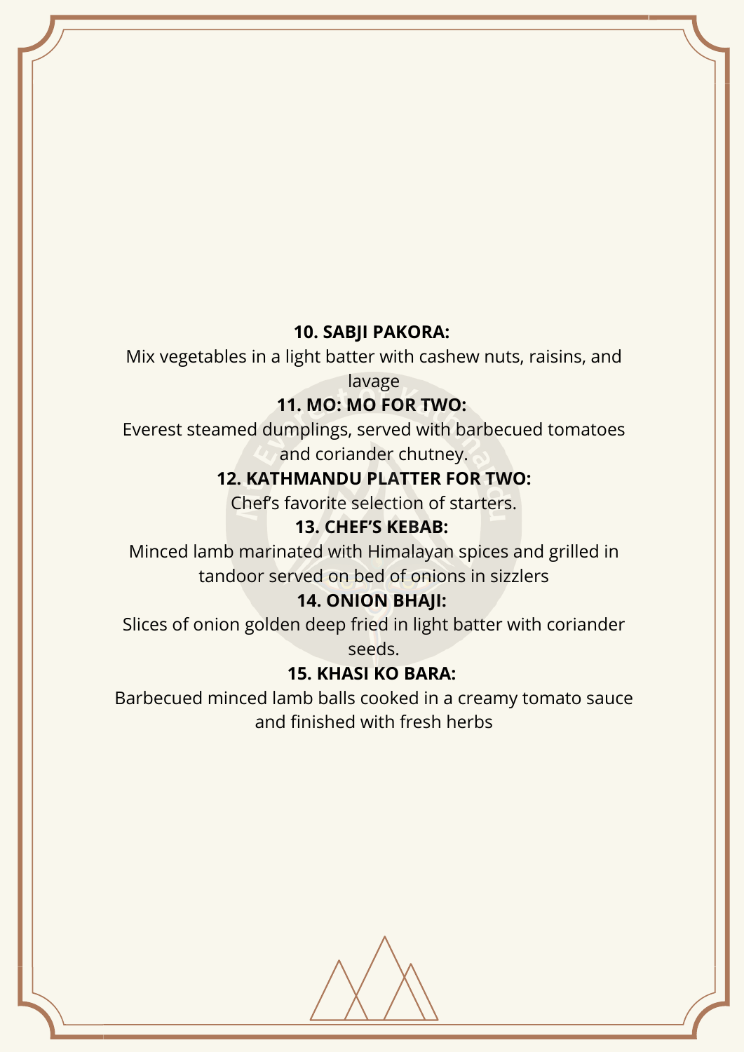**10. SABJI PAKORA:**

Mix vegetables in a light batter with cashew nuts, raisins, and lavage

**11. MO: MO FOR TWO:**

Everest steamed dumplings, served with barbecued tomatoes and coriander chutney.

**12. KATHMANDU PLATTER FOR TWO:**

Chef's favorite selection of starters.

**13. CHEF'S KEBAB:**

Minced lamb marinated with Himalayan spices and grilled in tandoor served on bed of onions in sizzlers

**14. ONION BHAJI:**

Slices of onion golden deep fried in light batter with coriander seeds.

**15. KHASI KO BARA:**

Barbecued minced lamb balls cooked in a creamy tomato sauce and finished with fresh herbs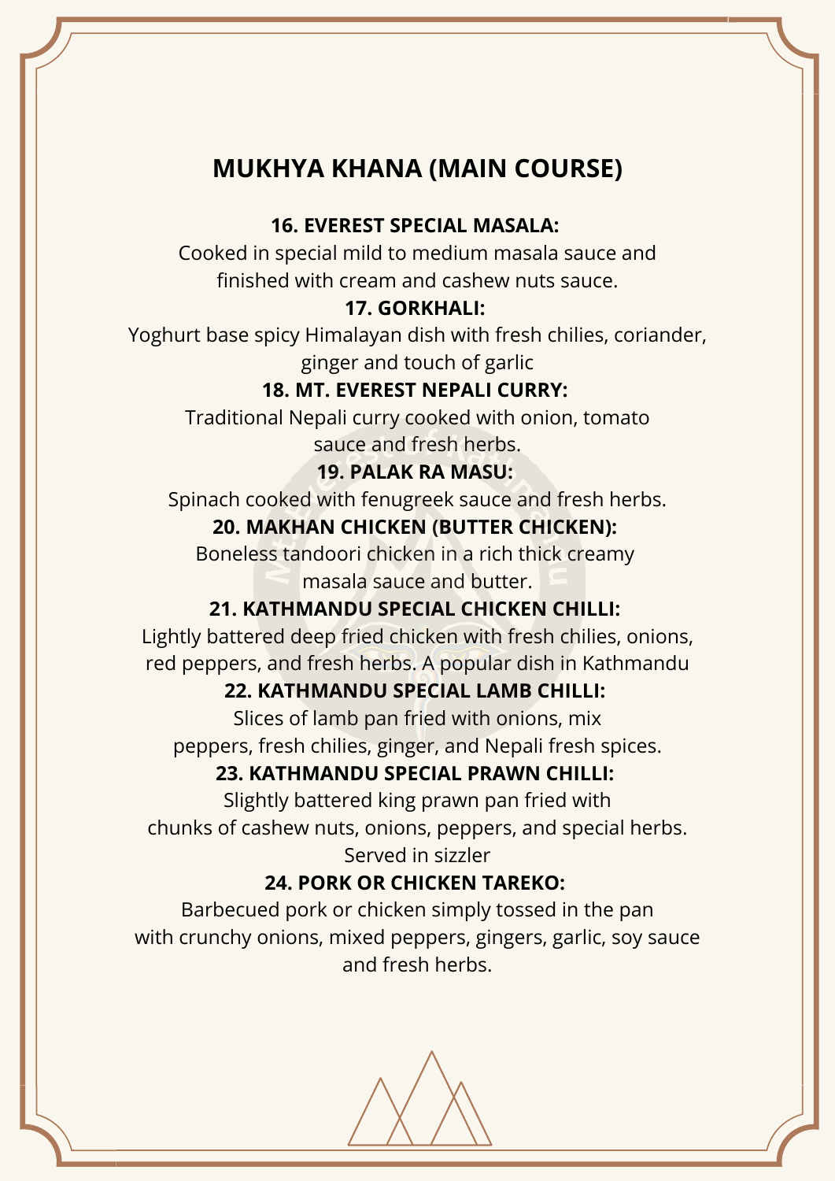# MUKHYA KHANA (MAIN COURSE)

**16. EVEREST SPECIAL MASALA:**

Cooked in special mild to medium masala sauce and finished with cream and cashew nuts sauce.

**17. GORKHALI:**

Yoghurt base spicy Himalayan dish with fresh chilies, coriander, ginger and touch of garlic

**18. MT. EVEREST NEPALI CURRY:**

Traditional Nepali curry cooked with onion, tomato sauce and fresh herbs.

**19. PALAK RA MASU:**

Spinach cooked with fenugreek sauce and fresh herbs.

**20. MAKHAN CHICKEN (BUTTER CHICKEN):**

Boneless tandoori chicken in a rich thick creamy masala sauce and butter.

**21. KATHMANDU SPECIAL CHICKEN CHILLI:**

Lightly battered deep fried chicken with fresh chilies, onions, red peppers, and fresh herbs. A popular dish in Kathmandu

**22. KATHMANDU SPECIAL LAMB CHILLI:**

Slices of lamb pan fried with onions, mix peppers, fresh chilies, ginger, and Nepali fresh spices.

**23. KATHMANDU SPECIAL PRAWN CHILLI:**

Slightly battered king prawn pan fried with chunks of cashew nuts, onions, peppers, and special herbs. Served in sizzler

**24. PORK OR CHICKEN TAREKO:**

Barbecued pork or chicken simply tossed in the pan with crunchy onions, mixed peppers, gingers, garlic, soy sauce and fresh herbs.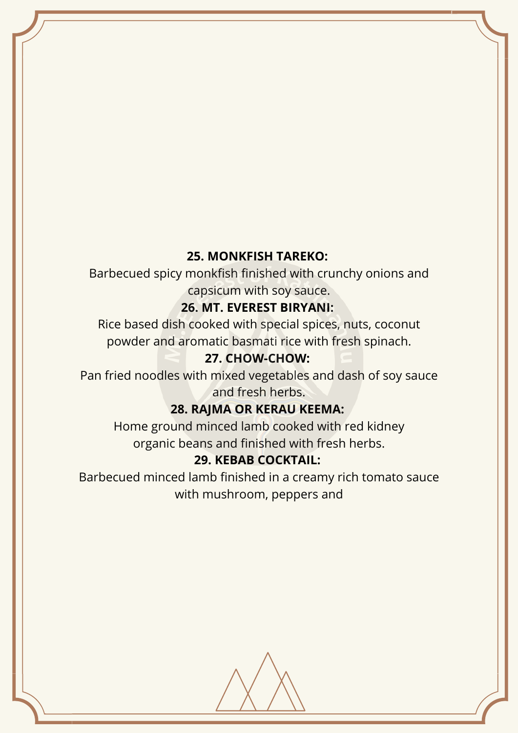**25. MONKFISH TAREKO:**

Barbecued spicy monkfish finished with crunchy onions and capsicum with soy sauce.

**26. MT. EVEREST BIRYANI:**

Rice based dish cooked with special spices, nuts, coconut powder and aromatic basmati rice with fresh spinach.

**27. CHOW-CHOW:**

Pan fried noodles with mixed vegetables and dash of soy sauce and fresh herbs.

**28. RAJMA OR KERAU KEEMA:**

Home ground minced lamb cooked with red kidney organic beans and finished with fresh herbs.

**29. KEBAB COCKTAIL:**

Barbecued minced lamb finished in a creamy rich tomato sauce with mushroom, peppers and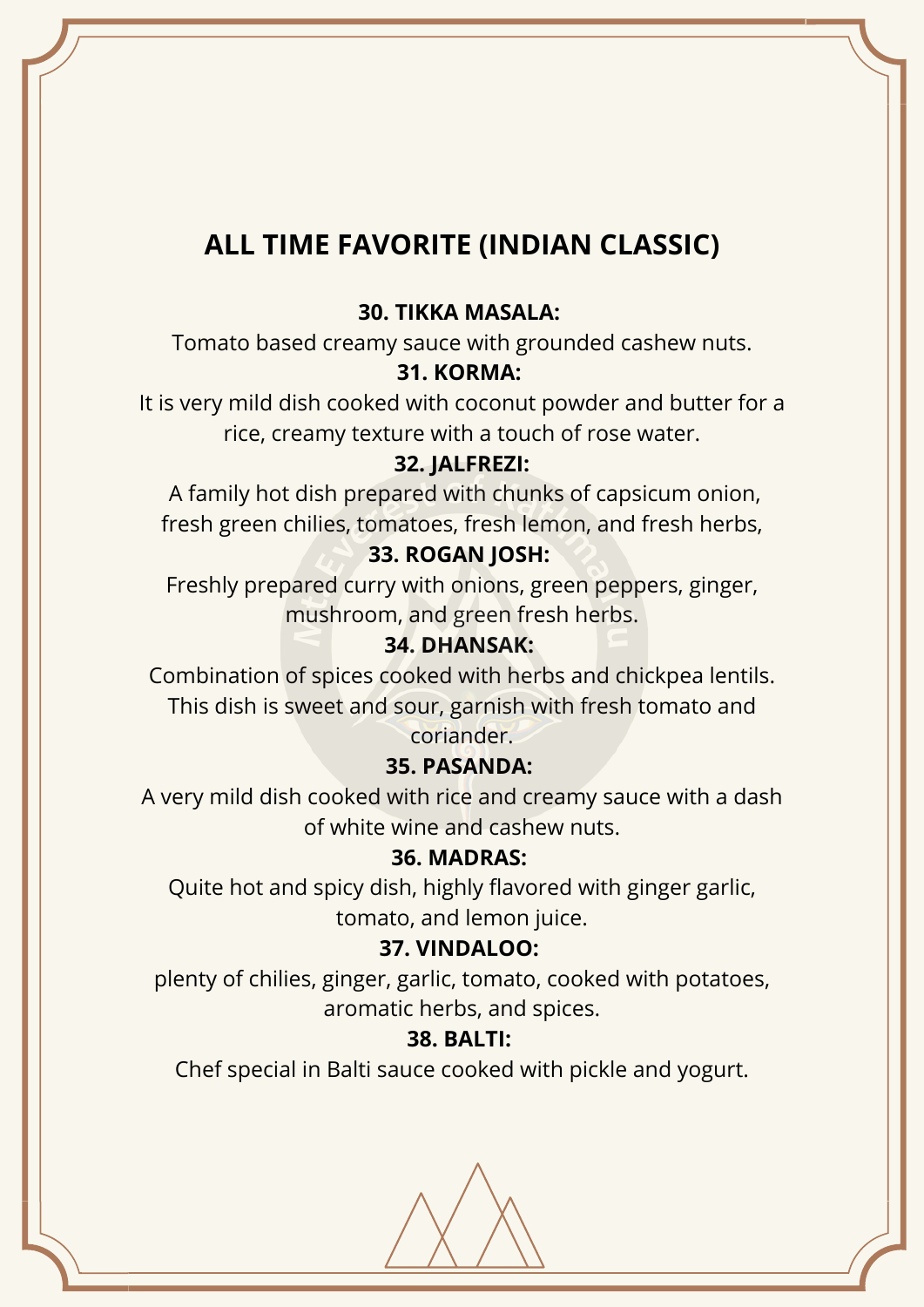# ALL TIME FAVORITE (INDIAN CLASSIC)

**30. TIKKA MASALA:**

Tomato based creamy sauce with grounded cashew nuts.

**31. KORMA:**

It is very mild dish cooked with coconut powder and butter for a rice, creamy texture with a touch of rose water.

**32. JALFREZI:**

A family hot dish prepared with chunks of capsicum onion, fresh green chilies, tomatoes, fresh lemon, and fresh herbs,

**33. ROGAN JOSH:**

Freshly prepared curry with onions, green peppers, ginger, mushroom, and green fresh herbs.

**34. DHANSAK:**

Combination of spices cooked with herbs and chickpea lentils. This dish is sweet and sour, garnish with fresh tomato and coriander.

**35. PASANDA:**

A very mild dish cooked with rice and creamy sauce with a dash of white wine and cashew nuts.

**36. MADRAS:**

Quite hot and spicy dish, highly flavored with ginger garlic, tomato, and lemon juice.

**37. VINDALOO:**

plenty of chilies, ginger, garlic, tomato, cooked with potatoes, aromatic herbs, and spices.

**38. BALTI:**

Chef special in Balti sauce cooked with pickle and yogurt.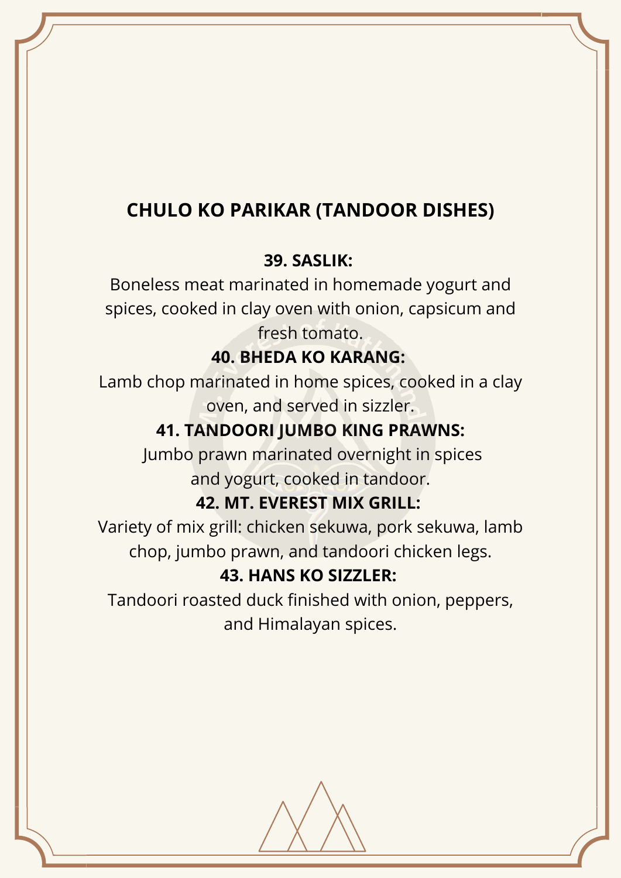## CHULO KO PARIKAR (TANDOOR DISHES)

### 39. SASLIK:

Boneless meat marinated in homemade yogurt and spices, cooked in clay oven with onion, capsicum and fresh tomato.

### 40. BHEDA KO KARANG:

Lamb chop marinated in home spices, cooked in a clay oven, and served in sizzler.

### 41. TANDOORI JUMBO KING PRAWNS:

Jumbo prawn marinated overnight in spices and yogurt, cooked in tandoor.

### 42. MT. EVEREST MIX GRILL:

Variety of mix grill: chicken sekuwa, pork sekuwa, lamb chop, jumbo prawn, and tandoori chicken legs.

### 43. HANS KO SIZZLER:

Tandoori roasted duck finished with onion, peppers, and Himalayan spices.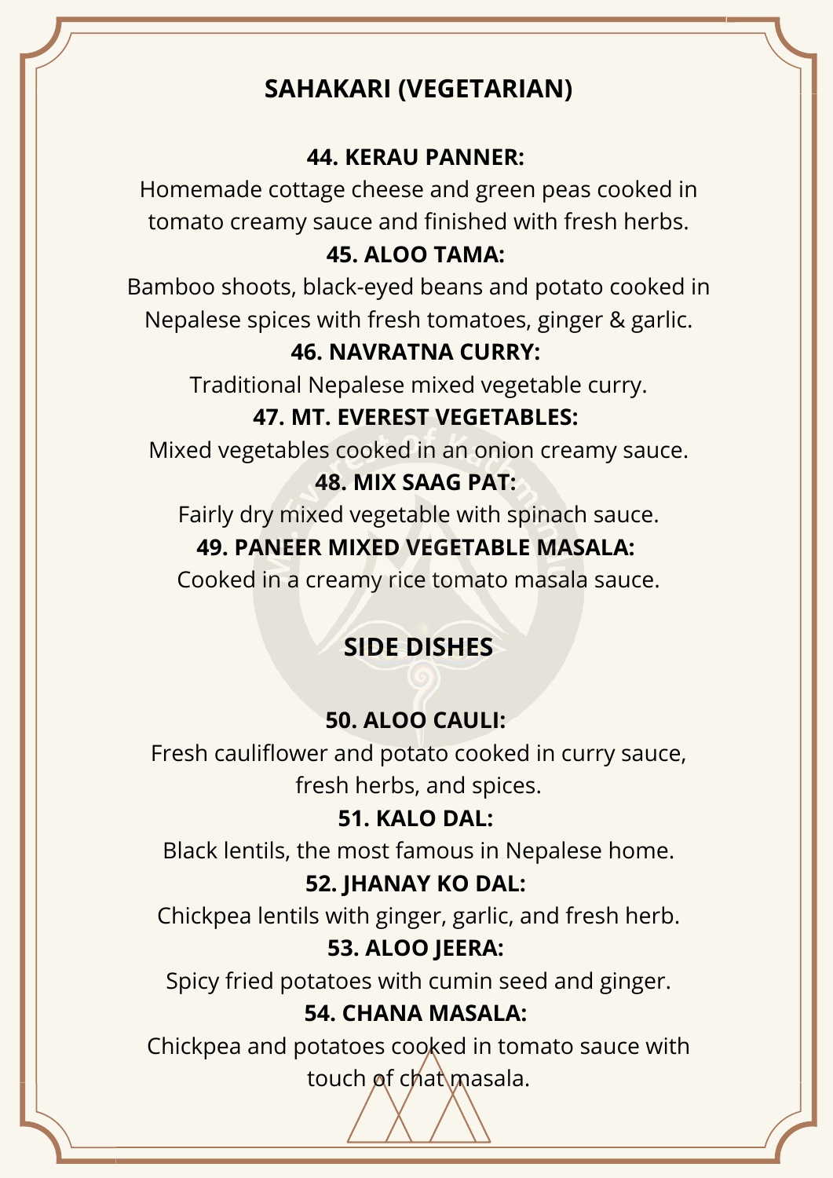## SAHAKARI (VEGETARIAN)

**44. KERAU PANNER:**

Homemade cottage cheese and green peas cooked in tomato creamy sauce and finished with fresh herbs.

**45. ALOO TAMA:**

Bamboo shoots, black-eyed beans and potato cooked in Nepalese spices with fresh tomatoes, ginger & garlic.

**46. NAVRATNA CURRY:**

Traditional Nepalese mixed vegetable curry.

**47. MT. EVEREST VEGETABLES:**

Mixed vegetables cooked in an onion creamy sauce.

**48. MIX SAAG PAT:**

Fairly dry mixed vegetable with spinach sauce.

**49. PANEER MIXED VEGETABLE MASALA:**

Cooked in a creamy rice tomato masala sauce.

## SIDE DISHES

**50. ALOO CAULI:**

Fresh cauliflower and potato cooked in curry sauce, fresh herbs, and spices.

**51. KALO DAL:**

Black lentils, the most famous in Nepalese home.

**52. JHANAY KO DAL:**

Chickpea lentils with ginger, garlic, and fresh herb.

**53. ALOO JEERA:**

Spicy fried potatoes with cumin seed and ginger.

**54. CHANA MASALA:**

Chickpea and potatoes cooked in tomato sauce with touch of chat masala.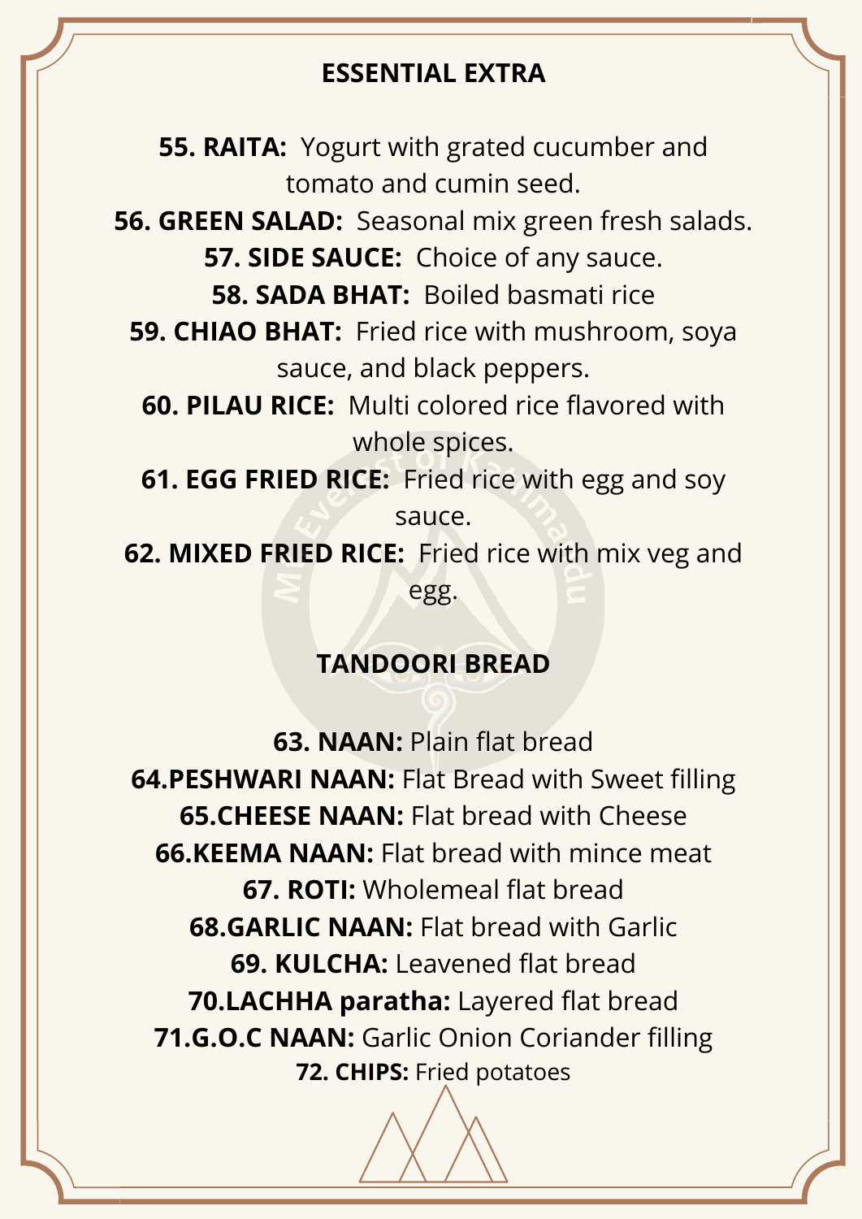## ESSENTIAL EXTRA

**55. RAITA:** Yogurt with grated cucumber and tomato and cumin seed.

**56. GREEN SALAD:** Seasonal mix green fresh salads.

**57. SIDE SAUCE:** Choice of any sauce.

**58. SADA BHAT:** Boiled basmati rice

**59. CHIAO BHAT:** Fried rice with mushroom, soya sauce, and black peppers.

**60. PILAU RICE:** Multi colored rice flavored with whole spices.

**61. EGG FRIED RICE:** Fried rice with egg and soy sauce.

**62. MIXED FRIED RICE:** Fried rice with mix veg and egg.

## TANDOORI BREAD

**63. NAAN:** Plain flat bread

**64.PESHWARI NAAN:** Flat Bread with Sweet filling

**65.CHEESE NAAN:** Flat bread with Cheese

**66.KEEMA NAAN:** Flat bread with mince meat

**67. ROTI:** Wholemeal flat bread

**68.GARLIC NAAN:** Flat bread with Garlic

**69. KULCHA:** Leavened flat bread

**70.LACHHA paratha:** Layered flat bread

**71.G.O.C NAAN:** Garlic Onion Coriander filling

**72. CHIPS:** Fried potatoes